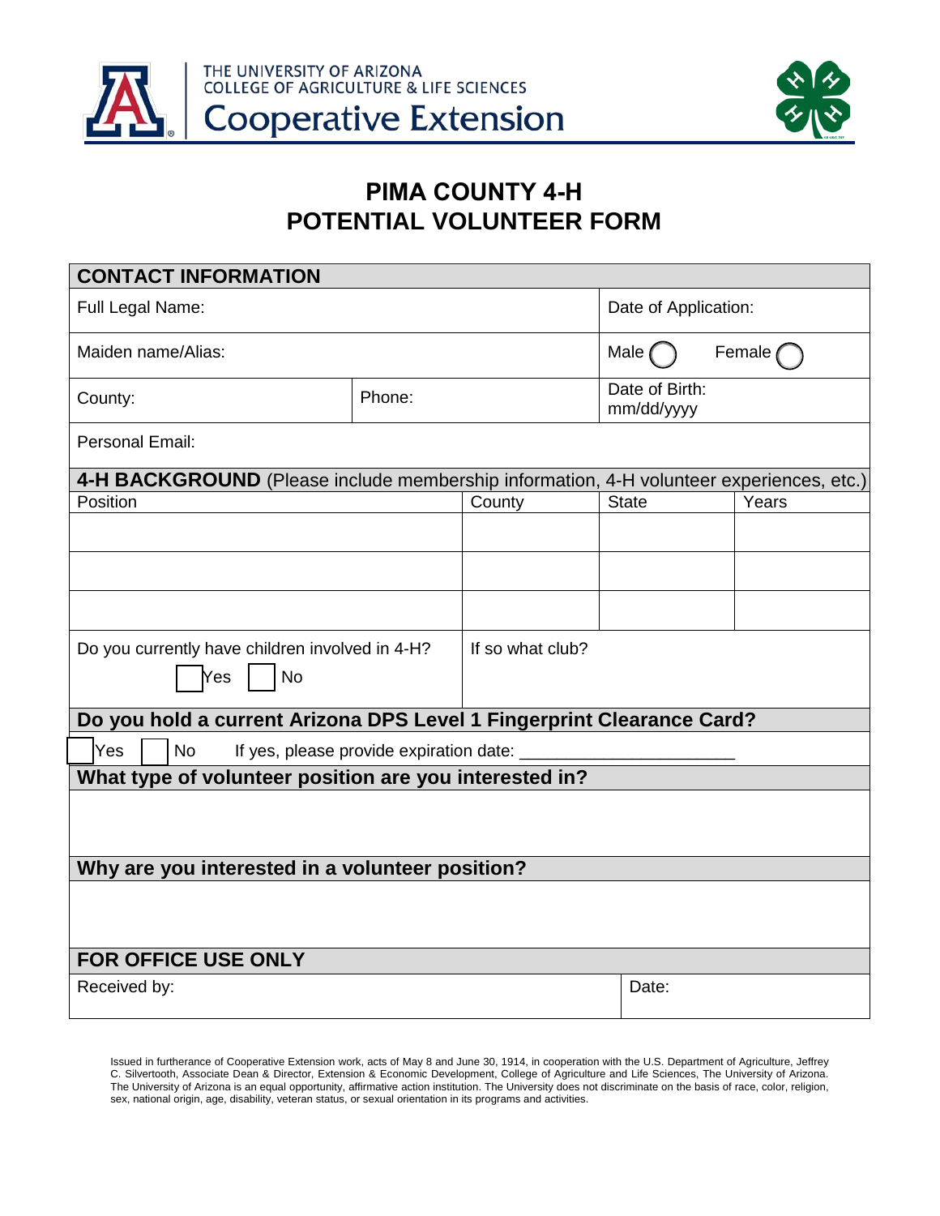THE UNIVERSITY OF ARIZONA
COLLEGE OF AGRICULTURE & LIFE SCIENCES
Cooperative Extension

# PIMA COUNTY 4-H
# POTENTIAL VOLUNTEER FORM

## CONTACT INFORMATION

| | | |
|---|---|---|
| Full Legal Name: | | Date of Application: |
| Maiden name/Alias: | | Male ◯ Female ◯ |
| County: | Phone: | Date of Birth: mm/dd/yyyy |
| Personal Email: | | |

## 4-H BACKGROUND (Please include membership information, 4-H volunteer experiences, etc.)

| Position | County | State | Years |
|---|---|---|---|
| | | | |
| | | | |
| | | | |

| | |
|---|---|
| Do you currently have children involved in 4-H? ☐ Yes ☐ No | If so what club? |

## Do you hold a current Arizona DPS Level 1 Fingerprint Clearance Card?

☐ Yes ☐ No If yes, please provide expiration date: ______________________

## What type of volunteer position are you interested in?

## Why are you interested in a volunteer position?

## FOR OFFICE USE ONLY

| | |
|---|---|
| Received by: | Date: |

Issued in furtherance of Cooperative Extension work, acts of May 8 and June 30, 1914, in cooperation with the U.S. Department of Agriculture, Jeffrey C. Silvertooth, Associate Dean & Director, Extension & Economic Development, College of Agriculture and Life Sciences, The University of Arizona. The University of Arizona is an equal opportunity, affirmative action institution. The University does not discriminate on the basis of race, color, religion, sex, national origin, age, disability, veteran status, or sexual orientation in its programs and activities.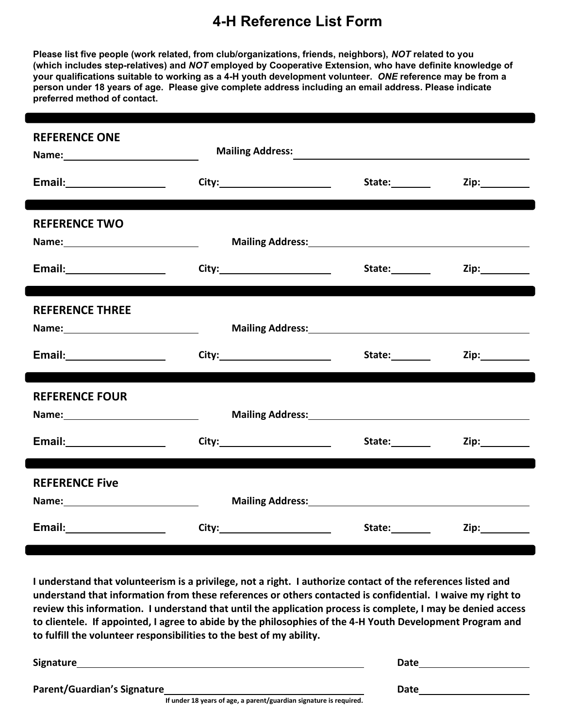# 4-H Reference List Form

**Please list five people (work related, from club/organizations, friends, neighbors), *NOT* related to you (which includes step-relatives) and *NOT* employed by Cooperative Extension, who have definite knowledge of your qualifications suitable to working as a 4-H youth development volunteer. *ONE* reference may be from a person under 18 years of age. Please give complete address including an email address. Please indicate preferred method of contact.**

---

## REFERENCE ONE

**Name:** ______________________ **Mailing Address:** ______________________________________

**Email:** ________________ **City:** __________________ **State:** _______ **Zip:** ________

---

## REFERENCE TWO

**Name:** ______________________ **Mailing Address:** ______________________________________

**Email:** ________________ **City:** __________________ **State:** _______ **Zip:** ________

---

## REFERENCE THREE

**Name:** ______________________ **Mailing Address:** ______________________________________

**Email:** ________________ **City:** __________________ **State:** _______ **Zip:** ________

---

## REFERENCE FOUR

**Name:** ______________________ **Mailing Address:** ______________________________________

**Email:** ________________ **City:** __________________ **State:** _______ **Zip:** ________

---

## REFERENCE Five

**Name:** ______________________ **Mailing Address:** ______________________________________

**Email:** ________________ **City:** __________________ **State:** _______ **Zip:** ________

---

**I understand that volunteerism is a privilege, not a right. I authorize contact of the references listed and understand that information from these references or others contacted is confidential. I waive my right to review this information. I understand that until the application process is complete, I may be denied access to clientele. If appointed, I agree to abide by the philosophies of the 4-H Youth Development Program and to fulfill the volunteer responsibilities to the best of my ability.**

**Signature** ____________________________________________ **Date** ________________

**Parent/Guardian's Signature** ______________________________ **Date** ________________

**If under 18 years of age, a parent/guardian signature is required.**